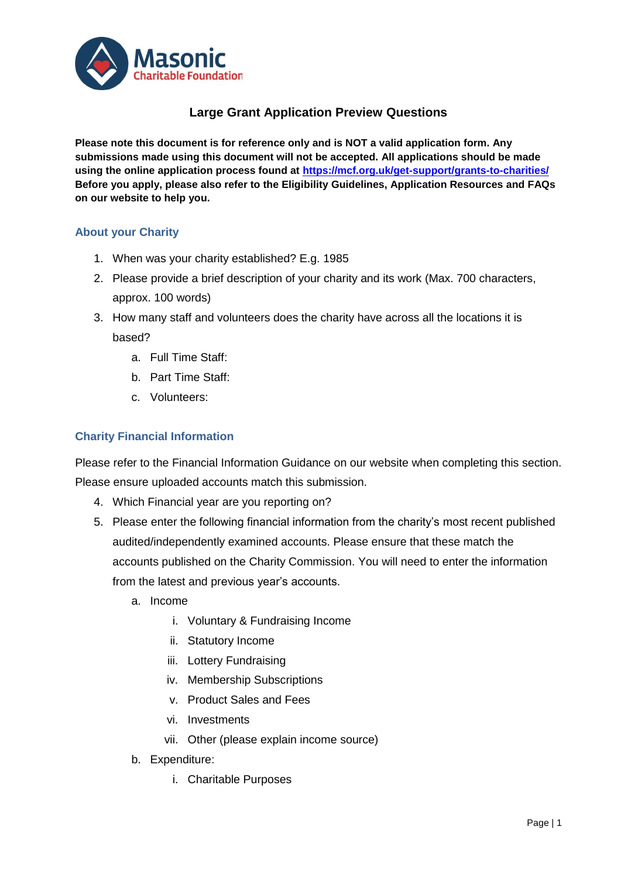Masonic Charitable Foundation

# Large Grant Application Preview Questions

**Please note this document is for reference only and is NOT a valid application form. Any submissions made using this document will not be accepted. All applications should be made using the online application process found at [https://mcf.org.uk/get-support/grants-to-charities/](https://mcf.org.uk/get-support/grants-to-charities/) Before you apply, please also refer to the Eligibility Guidelines, Application Resources and FAQs on our website to help you.**

## About your Charity

1. When was your charity established? E.g. 1985
2. Please provide a brief description of your charity and its work (Max. 700 characters, approx. 100 words)
3. How many staff and volunteers does the charity have across all the locations it is based?
    a. Full Time Staff:
    b. Part Time Staff:
    c. Volunteers:

## Charity Financial Information

Please refer to the Financial Information Guidance on our website when completing this section. Please ensure uploaded accounts match this submission.

4. Which Financial year are you reporting on?
5. Please enter the following financial information from the charity's most recent published audited/independently examined accounts. Please ensure that these match the accounts published on the Charity Commission. You will need to enter the information from the latest and previous year's accounts.
    a. Income
        i. Voluntary & Fundraising Income
        ii. Statutory Income
        iii. Lottery Fundraising
        iv. Membership Subscriptions
        v. Product Sales and Fees
        vi. Investments
        vii. Other (please explain income source)
    b. Expenditure:
        i. Charitable Purposes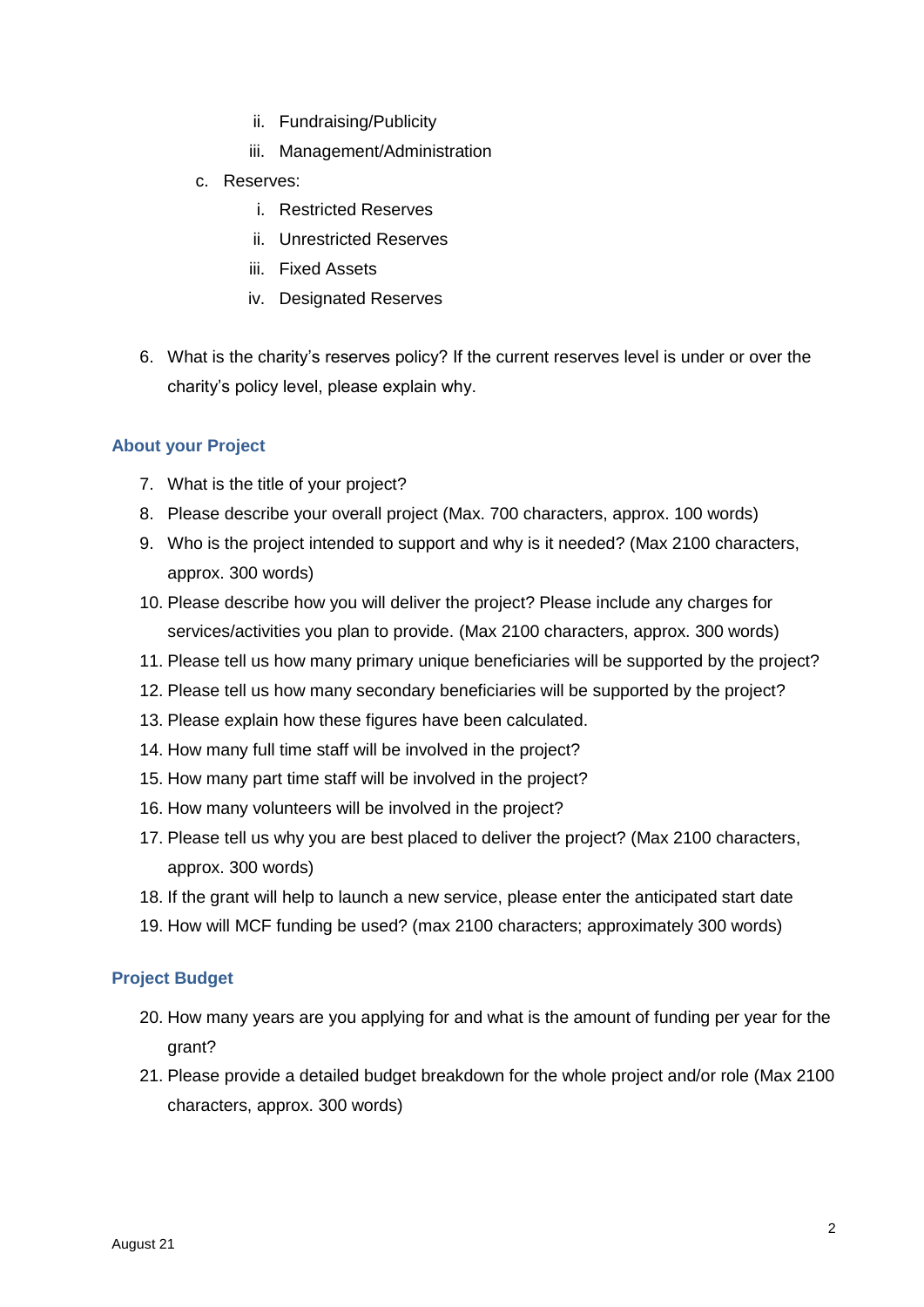ii. Fundraising/Publicity
   iii. Management/Administration

c. Reserves:
   i. Restricted Reserves
   ii. Unrestricted Reserves
   iii. Fixed Assets
   iv. Designated Reserves

6. What is the charity's reserves policy? If the current reserves level is under or over the charity's policy level, please explain why.

## About your Project

7. What is the title of your project?
8. Please describe your overall project (Max. 700 characters, approx. 100 words)
9. Who is the project intended to support and why is it needed? (Max 2100 characters, approx. 300 words)
10. Please describe how you will deliver the project? Please include any charges for services/activities you plan to provide. (Max 2100 characters, approx. 300 words)
11. Please tell us how many primary unique beneficiaries will be supported by the project?
12. Please tell us how many secondary beneficiaries will be supported by the project?
13. Please explain how these figures have been calculated.
14. How many full time staff will be involved in the project?
15. How many part time staff will be involved in the project?
16. How many volunteers will be involved in the project?
17. Please tell us why you are best placed to deliver the project? (Max 2100 characters, approx. 300 words)
18. If the grant will help to launch a new service, please enter the anticipated start date
19. How will MCF funding be used? (max 2100 characters; approximately 300 words)

## Project Budget

20. How many years are you applying for and what is the amount of funding per year for the grant?
21. Please provide a detailed budget breakdown for the whole project and/or role (Max 2100 characters, approx. 300 words)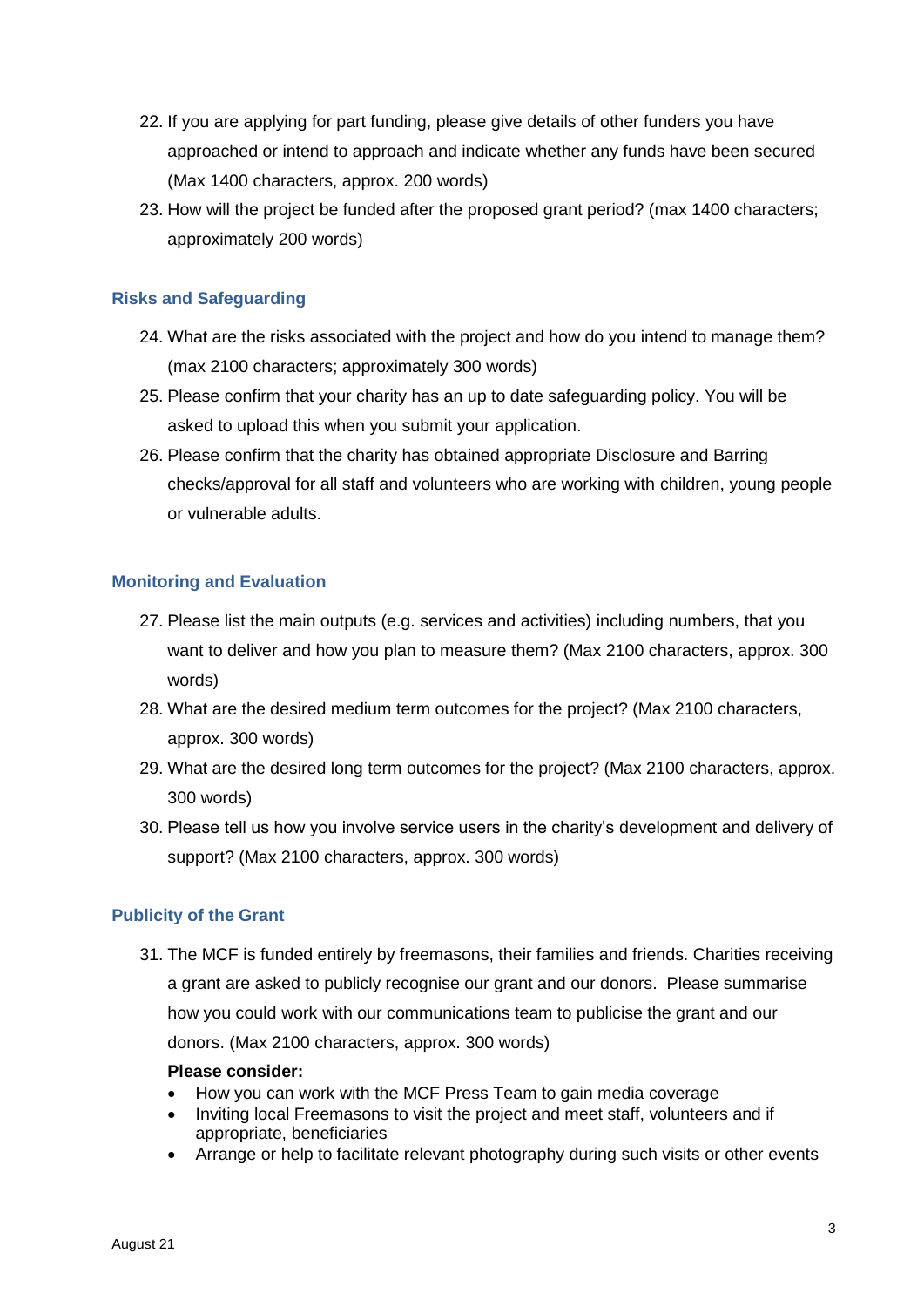22. If you are applying for part funding, please give details of other funders you have approached or intend to approach and indicate whether any funds have been secured (Max 1400 characters, approx. 200 words)
23. How will the project be funded after the proposed grant period? (max 1400 characters; approximately 200 words)

### Risks and Safeguarding

24. What are the risks associated with the project and how do you intend to manage them? (max 2100 characters; approximately 300 words)
25. Please confirm that your charity has an up to date safeguarding policy. You will be asked to upload this when you submit your application.
26. Please confirm that the charity has obtained appropriate Disclosure and Barring checks/approval for all staff and volunteers who are working with children, young people or vulnerable adults.

### Monitoring and Evaluation

27. Please list the main outputs (e.g. services and activities) including numbers, that you want to deliver and how you plan to measure them? (Max 2100 characters, approx. 300 words)
28. What are the desired medium term outcomes for the project? (Max 2100 characters, approx. 300 words)
29. What are the desired long term outcomes for the project? (Max 2100 characters, approx. 300 words)
30. Please tell us how you involve service users in the charity's development and delivery of support? (Max 2100 characters, approx. 300 words)

### Publicity of the Grant

31. The MCF is funded entirely by freemasons, their families and friends. Charities receiving a grant are asked to publicly recognise our grant and our donors. Please summarise how you could work with our communications team to publicise the grant and our donors. (Max 2100 characters, approx. 300 words)

    **Please consider:**

    - How you can work with the MCF Press Team to gain media coverage
    - Inviting local Freemasons to visit the project and meet staff, volunteers and if appropriate, beneficiaries
    - Arrange or help to facilitate relevant photography during such visits or other events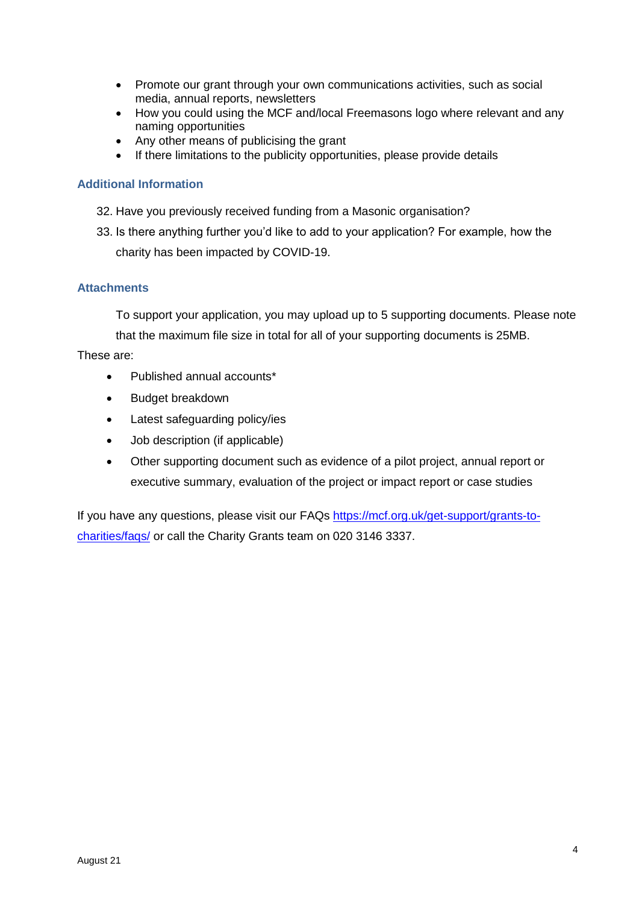- Promote our grant through your own communications activities, such as social media, annual reports, newsletters
- How you could using the MCF and/local Freemasons logo where relevant and any naming opportunities
- Any other means of publicising the grant
- If there limitations to the publicity opportunities, please provide details

### Additional Information

32. Have you previously received funding from a Masonic organisation?
33. Is there anything further you'd like to add to your application? For example, how the charity has been impacted by COVID-19.

### Attachments

To support your application, you may upload up to 5 supporting documents. Please note that the maximum file size in total for all of your supporting documents is 25MB.

These are:

- Published annual accounts*
- Budget breakdown
- Latest safeguarding policy/ies
- Job description (if applicable)
- Other supporting document such as evidence of a pilot project, annual report or executive summary, evaluation of the project or impact report or case studies

If you have any questions, please visit our FAQs [https://mcf.org.uk/get-support/grants-to-charities/faqs/](https://mcf.org.uk/get-support/grants-to-charities/faqs/) or call the Charity Grants team on 020 3146 3337.

August 21